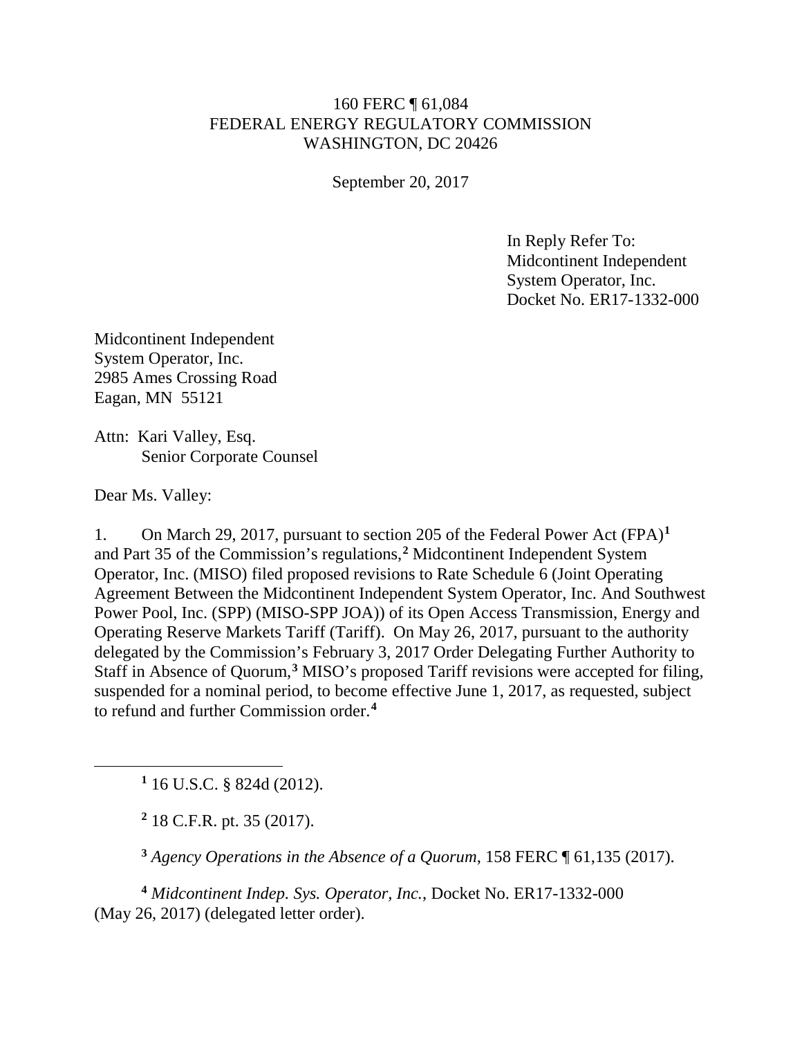160 FERC ¶ 61,084
FEDERAL ENERGY REGULATORY COMMISSION
WASHINGTON, DC 20426

September 20, 2017

In Reply Refer To:
Midcontinent Independent
System Operator, Inc.
Docket No. ER17-1332-000

Midcontinent Independent
System Operator, Inc.
2985 Ames Crossing Road
Eagan, MN 55121

Attn: Kari Valley, Esq.
Senior Corporate Counsel

Dear Ms. Valley:

1. On March 29, 2017, pursuant to section 205 of the Federal Power Act (FPA)[1] and Part 35 of the Commission's regulations,[2] Midcontinent Independent System Operator, Inc. (MISO) filed proposed revisions to Rate Schedule 6 (Joint Operating Agreement Between the Midcontinent Independent System Operator, Inc. And Southwest Power Pool, Inc. (SPP) (MISO-SPP JOA)) of its Open Access Transmission, Energy and Operating Reserve Markets Tariff (Tariff). On May 26, 2017, pursuant to the authority delegated by the Commission's February 3, 2017 Order Delegating Further Authority to Staff in Absence of Quorum,[3] MISO's proposed Tariff revisions were accepted for filing, suspended for a nominal period, to become effective June 1, 2017, as requested, subject to refund and further Commission order.[4]

---

[1] 16 U.S.C. § 824d (2012).

[2] 18 C.F.R. pt. 35 (2017).

[3] *Agency Operations in the Absence of a Quorum*, 158 FERC ¶ 61,135 (2017).

[4] *Midcontinent Indep. Sys. Operator, Inc.*, Docket No. ER17-1332-000 (May 26, 2017) (delegated letter order).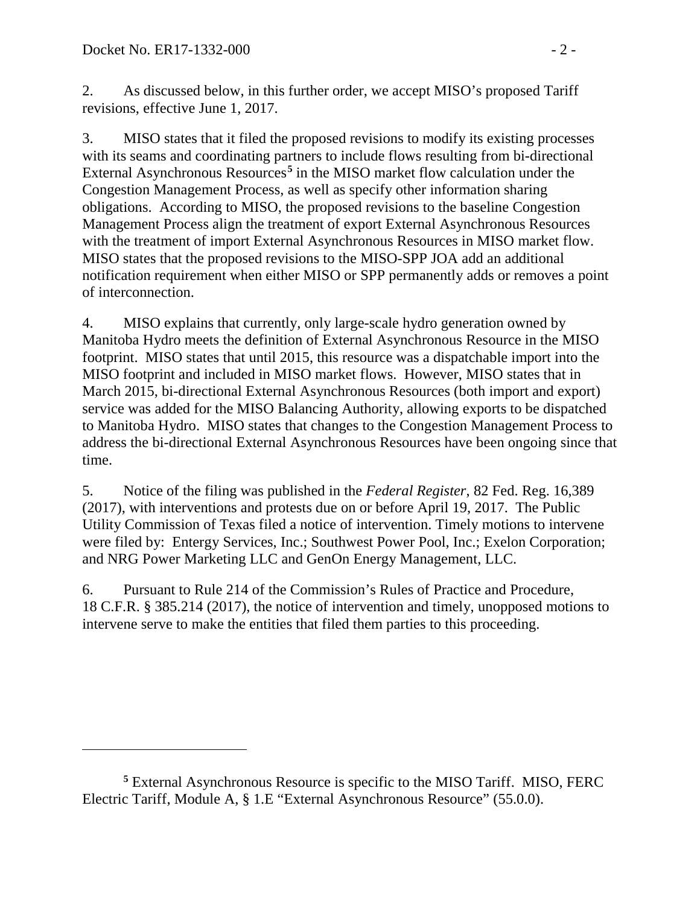2. As discussed below, in this further order, we accept MISO's proposed Tariff revisions, effective June 1, 2017.

3. MISO states that it filed the proposed revisions to modify its existing processes with its seams and coordinating partners to include flows resulting from bi-directional External Asynchronous Resources[5] in the MISO market flow calculation under the Congestion Management Process, as well as specify other information sharing obligations. According to MISO, the proposed revisions to the baseline Congestion Management Process align the treatment of export External Asynchronous Resources with the treatment of import External Asynchronous Resources in MISO market flow. MISO states that the proposed revisions to the MISO-SPP JOA add an additional notification requirement when either MISO or SPP permanently adds or removes a point of interconnection.

4. MISO explains that currently, only large-scale hydro generation owned by Manitoba Hydro meets the definition of External Asynchronous Resource in the MISO footprint. MISO states that until 2015, this resource was a dispatchable import into the MISO footprint and included in MISO market flows. However, MISO states that in March 2015, bi-directional External Asynchronous Resources (both import and export) service was added for the MISO Balancing Authority, allowing exports to be dispatched to Manitoba Hydro. MISO states that changes to the Congestion Management Process to address the bi-directional External Asynchronous Resources have been ongoing since that time.

5. Notice of the filing was published in the *Federal Register*, 82 Fed. Reg. 16,389 (2017), with interventions and protests due on or before April 19, 2017. The Public Utility Commission of Texas filed a notice of intervention. Timely motions to intervene were filed by: Entergy Services, Inc.; Southwest Power Pool, Inc.; Exelon Corporation; and NRG Power Marketing LLC and GenOn Energy Management, LLC.

6. Pursuant to Rule 214 of the Commission's Rules of Practice and Procedure, 18 C.F.R. § 385.214 (2017), the notice of intervention and timely, unopposed motions to intervene serve to make the entities that filed them parties to this proceeding.

---

[5] External Asynchronous Resource is specific to the MISO Tariff. MISO, FERC Electric Tariff, Module A, § 1.E "External Asynchronous Resource" (55.0.0).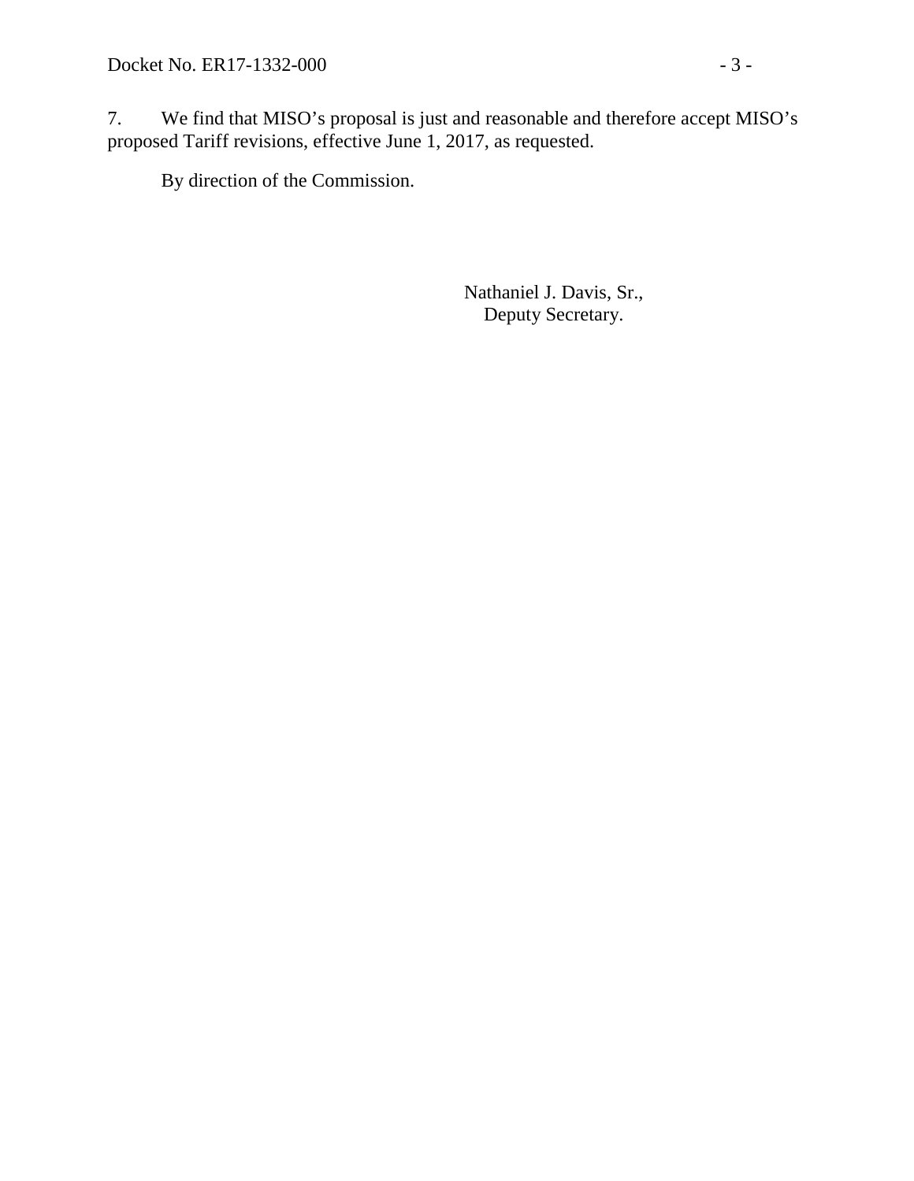7. We find that MISO's proposal is just and reasonable and therefore accept MISO's proposed Tariff revisions, effective June 1, 2017, as requested.

By direction of the Commission.

Nathaniel J. Davis, Sr.,
Deputy Secretary.